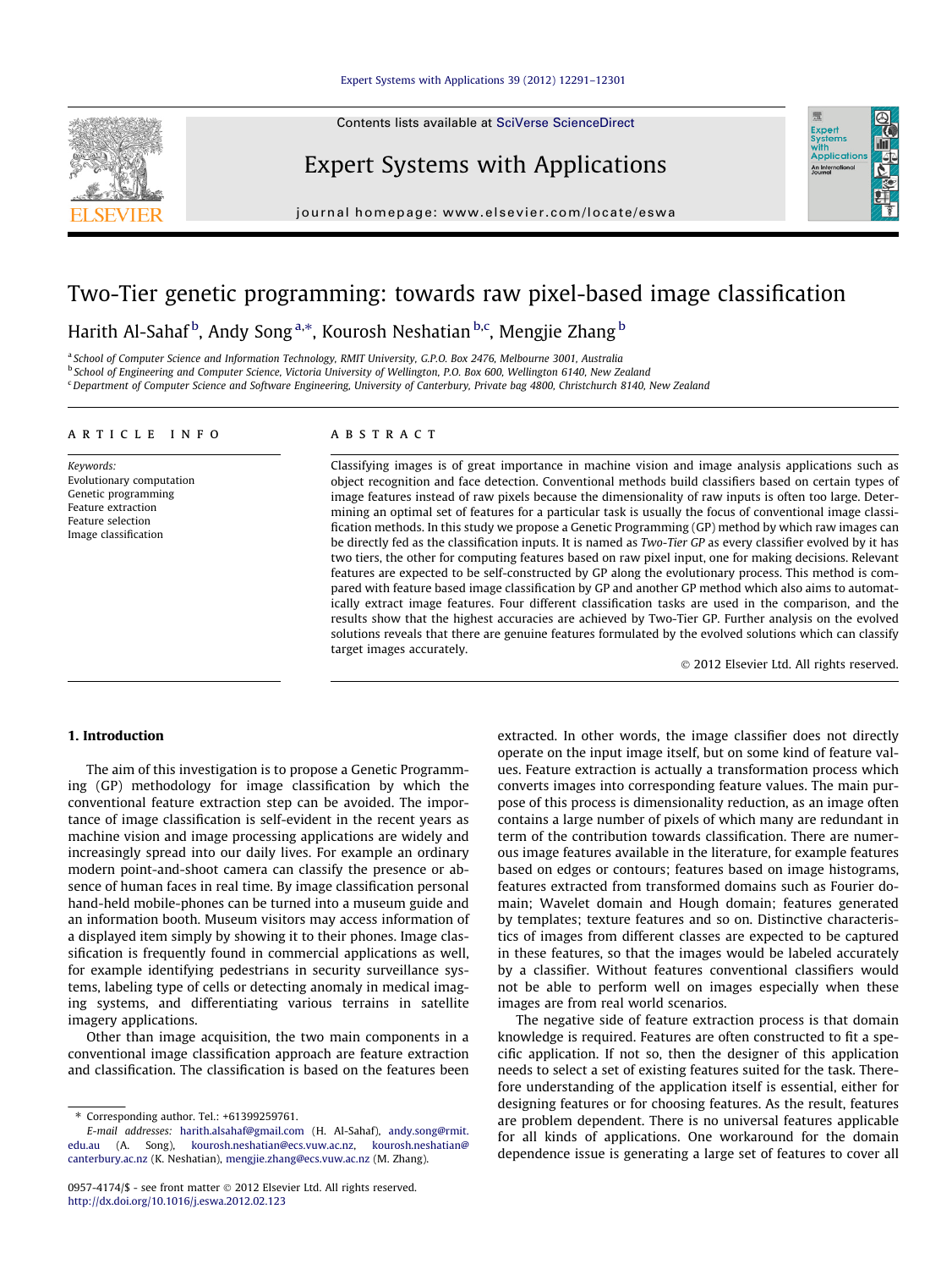# Two-Tier genetic programming: towards raw pixel-based image classification

Harith Al-Sahaf [b], Andy Song [a,*], Kourosh Neshatian [b,c], Mengjie Zhang [b]

[a] School of Computer Science and Information Technology, RMIT University, G.P.O. Box 2476, Melbourne 3001, Australia
[b] School of Engineering and Computer Science, Victoria University of Wellington, P.O. Box 600, Wellington 6140, New Zealand
[c] Department of Computer Science and Software Engineering, University of Canterbury, Private bag 4800, Christchurch 8140, New Zealand

## ARTICLE INFO

*Keywords:*
Evolutionary computation
Genetic programming
Feature extraction
Feature selection
Image classification

## ABSTRACT

Classifying images is of great importance in machine vision and image analysis applications such as object recognition and face detection. Conventional methods build classifiers based on certain types of image features instead of raw pixels because the dimensionality of raw inputs is often too large. Determining an optimal set of features for a particular task is usually the focus of conventional image classification methods. In this study we propose a Genetic Programming (GP) method by which raw images can be directly fed as the classification inputs. It is named as *Two-Tier GP* as every classifier evolved by it has two tiers, the other for computing features based on raw pixel input, one for making decisions. Relevant features are expected to be self-constructed by GP along the evolutionary process. This method is compared with feature based image classification by GP and another GP method which also aims to automatically extract image features. Four different classification tasks are used in the comparison, and the results show that the highest accuracies are achieved by Two-Tier GP. Further analysis on the evolved solutions reveals that there are genuine features formulated by the evolved solutions which can classify target images accurately.

© 2012 Elsevier Ltd. All rights reserved.

## 1. Introduction

The aim of this investigation is to propose a Genetic Programming (GP) methodology for image classification by which the conventional feature extraction step can be avoided. The importance of image classification is self-evident in the recent years as machine vision and image processing applications are widely and increasingly spread into our daily lives. For example an ordinary modern point-and-shoot camera can classify the presence or absence of human faces in real time. By image classification personal hand-held mobile-phones can be turned into a museum guide and an information booth. Museum visitors may access information of a displayed item simply by showing it to their phones. Image classification is frequently found in commercial applications as well, for example identifying pedestrians in security surveillance systems, labeling type of cells or detecting anomaly in medical imaging systems, and differentiating various terrains in satellite imagery applications.

Other than image acquisition, the two main components in a conventional image classification approach are feature extraction and classification. The classification is based on the features been extracted. In other words, the image classifier does not directly operate on the input image itself, but on some kind of feature values. Feature extraction is actually a transformation process which converts images into corresponding feature values. The main purpose of this process is dimensionality reduction, as an image often contains a large number of pixels of which many are redundant in term of the contribution towards classification. There are numerous image features available in the literature, for example features based on edges or contours; features based on image histograms, features extracted from transformed domains such as Fourier domain; Wavelet domain and Hough domain; features generated by templates; texture features and so on. Distinctive characteristics of images from different classes are expected to be captured in these features, so that the images would be labeled accurately by a classifier. Without features conventional classifiers would not be able to perform well on images especially when these images are from real world scenarios.

The negative side of feature extraction process is that domain knowledge is required. Features are often constructed to fit a specific application. If not so, then the designer of this application needs to select a set of existing features suited for the task. Therefore understanding of the application itself is essential, either for designing features or for choosing features. As the result, features are problem dependent. There is no universal features applicable for all kinds of applications. One workaround for the domain dependence issue is generating a large set of features to cover all

---

* Corresponding author. Tel.: +61399259761.
E-mail addresses: harith.alsahaf@gmail.com (H. Al-Sahaf), andy.song@rmit.edu.au (A. Song), kourosh.neshatian@ecs.vuw.ac.nz, kourosh.neshatian@canterbury.ac.nz (K. Neshatian), mengjie.zhang@ecs.vuw.ac.nz (M. Zhang).

0957-4174/$ - see front matter © 2012 Elsevier Ltd. All rights reserved.
http://dx.doi.org/10.1016/j.eswa.2012.02.123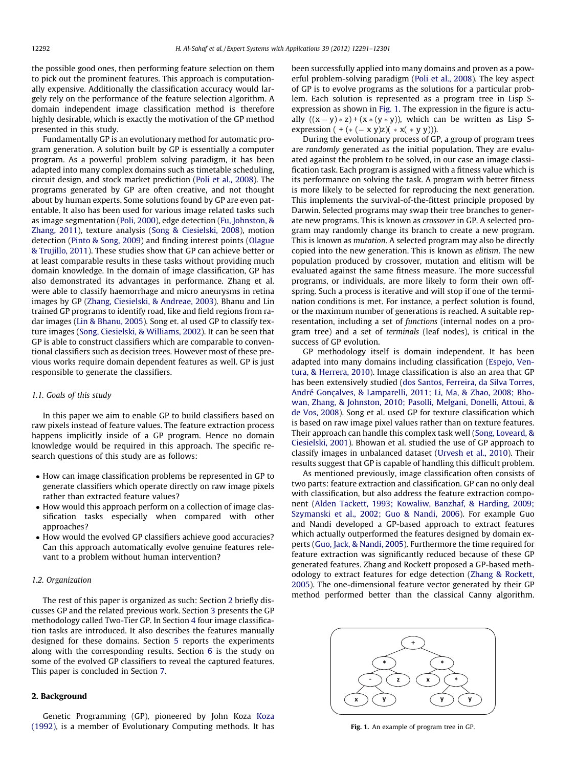the possible good ones, then performing feature selection on them to pick out the prominent features. This approach is computationally expensive. Additionally the classification accuracy would largely rely on the performance of the feature selection algorithm. A domain independent image classification method is therefore highly desirable, which is exactly the motivation of the GP method presented in this study.

Fundamentally GP is an evolutionary method for automatic program generation. A solution built by GP is essentially a computer program. As a powerful problem solving paradigm, it has been adapted into many complex domains such as timetable scheduling, circuit design, and stock market prediction (Poli et al., 2008). The programs generated by GP are often creative, and not thought about by human experts. Some solutions found by GP are even patentable. It also has been used for various image related tasks such as image segmentation (Poli, 2000), edge detection (Fu, Johnston, & Zhang, 2011), texture analysis (Song & Ciesielski, 2008), motion detection (Pinto & Song, 2009) and finding interest points (Olague & Trujillo, 2011). These studies show that GP can achieve better or at least comparable results in these tasks without providing much domain knowledge. In the domain of image classification, GP has also demonstrated its advantages in performance. Zhang et al. were able to classify haemorrhage and micro aneurysms in retina images by GP (Zhang, Ciesielski, & Andreae, 2003). Bhanu and Lin trained GP programs to identify road, like and field regions from radar images (Lin & Bhanu, 2005). Song et. al used GP to classify texture images (Song, Ciesielski, & Williams, 2002). It can be seen that GP is able to construct classifiers which are comparable to conventional classifiers such as decision trees. However most of these previous works require domain dependent features as well. GP is just responsible to generate the classifiers.

### 1.1. Goals of this study

In this paper we aim to enable GP to build classifiers based on raw pixels instead of feature values. The feature extraction process happens implicitly inside of a GP program. Hence no domain knowledge would be required in this approach. The specific research questions of this study are as follows:

- How can image classification problems be represented in GP to generate classifiers which operate directly on raw image pixels rather than extracted feature values?
- How would this approach perform on a collection of image classification tasks especially when compared with other approaches?
- How would the evolved GP classifiers achieve good accuracies? Can this approach automatically evolve genuine features relevant to a problem without human intervention?

### 1.2. Organization

The rest of this paper is organized as such: Section 2 briefly discusses GP and the related previous work. Section 3 presents the GP methodology called Two-Tier GP. In Section 4 four image classification tasks are introduced. It also describes the features manually designed for these domains. Section 5 reports the experiments along with the corresponding results. Section 6 is the study on some of the evolved GP classifiers to reveal the captured features. This paper is concluded in Section 7.

## 2. Background

Genetic Programming (GP), pioneered by John Koza Koza (1992), is a member of Evolutionary Computing methods. It has been successfully applied into many domains and proven as a powerful problem-solving paradigm (Poli et al., 2008). The key aspect of GP is to evolve programs as the solutions for a particular problem. Each solution is represented as a program tree in Lisp S-expression as shown in Fig. 1. The expression in the figure is actually $((x - y) * z) + (x * (y * y))$, which can be written as Lisp S-expression ( + (∗ (− x y)z)( ∗ x( ∗ y y))).

During the evolutionary process of GP, a group of program trees are *randomly* generated as the initial population. They are evaluated against the problem to be solved, in our case an image classification task. Each program is assigned with a fitness value which is its performance on solving the task. A program with better fitness is more likely to be selected for reproducing the next generation. This implements the survival-of-the-fittest principle proposed by Darwin. Selected programs may swap their tree branches to generate new programs. This is known as *crossover* in GP. A selected program may randomly change its branch to create a new program. This is known as *mutation*. A selected program may also be directly copied into the new generation. This is known as *elitism*. The new population produced by crossover, mutation and elitism will be evaluated against the same fitness measure. The more successful programs, or individuals, are more likely to form their own offspring. Such a process is iterative and will stop if one of the termination conditions is met. For instance, a perfect solution is found, or the maximum number of generations is reached. A suitable representation, including a set of *functions* (internal nodes on a program tree) and a set of *terminals* (leaf nodes), is critical in the success of GP evolution.

GP methodology itself is domain independent. It has been adapted into many domains including classification (Espejo, Ventura, & Herrera, 2010). Image classification is also an area that GP has been extensively studied (dos Santos, Ferreira, da Silva Torres, André Gonçalves, & Lamparelli, 2011; Li, Ma, & Zhao, 2008; Bhowan, Zhang, & Johnston, 2010; Pasolli, Melgani, Donelli, Attoui, & de Vos, 2008). Song et al. used GP for texture classification which is based on raw image pixel values rather than on texture features. Their approach can handle this complex task well (Song, Loveard, & Ciesielski, 2001). Bhowan et al. studied the use of GP approach to classify images in unbalanced dataset (Urvesh et al., 2010). Their results suggest that GP is capable of handling this difficult problem.

As mentioned previously, image classification often consists of two parts: feature extraction and classification. GP can no only deal with classification, but also address the feature extraction component (Alden Tackett, 1993; Kowaliw, Banzhaf, & Harding, 2009; Szymanski et al., 2002; Guo & Nandi, 2006). For example Guo and Nandi developed a GP-based approach to extract features which actually outperformed the features designed by domain experts (Guo, Jack, & Nandi, 2005). Furthermore the time required for feature extraction was significantly reduced because of these GP generated features. Zhang and Rockett proposed a GP-based methodology to extract features for edge detection (Zhang & Rockett, 2005). The one-dimensional feature vector generated by their GP method performed better than the classical Canny algorithm.

+
*
*
-
z
x
*
x
y
y
y

Fig. 1. An example of program tree in GP.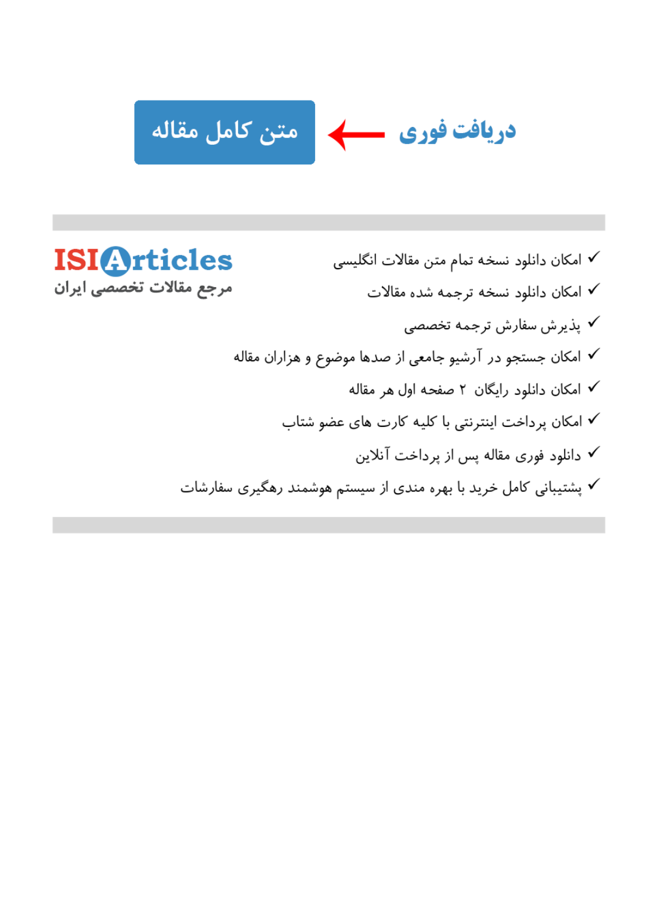دریافت فوری ← متن کامل مقاله

ISIArticles
مرجع مقالات تخصصی ایران

- ✓ امکان دانلود نسخه تمام متن مقالات انگلیسی
- ✓ امکان دانلود نسخه ترجمه شده مقالات
- ✓ پذیرش سفارش ترجمه تخصصی
- ✓ امکان جستجو در آرشیو جامعی از صدها موضوع و هزاران مقاله
- ✓ امکان دانلود رایگان ۲ صفحه اول هر مقاله
- ✓ امکان پرداخت اینترنتی با کلیه کارت های عضو شتاب
- ✓ دانلود فوری مقاله پس از پرداخت آنلاین
- ✓ پشتیبانی کامل خرید با بهره مندی از سیستم هوشمند رهگیری سفارشات